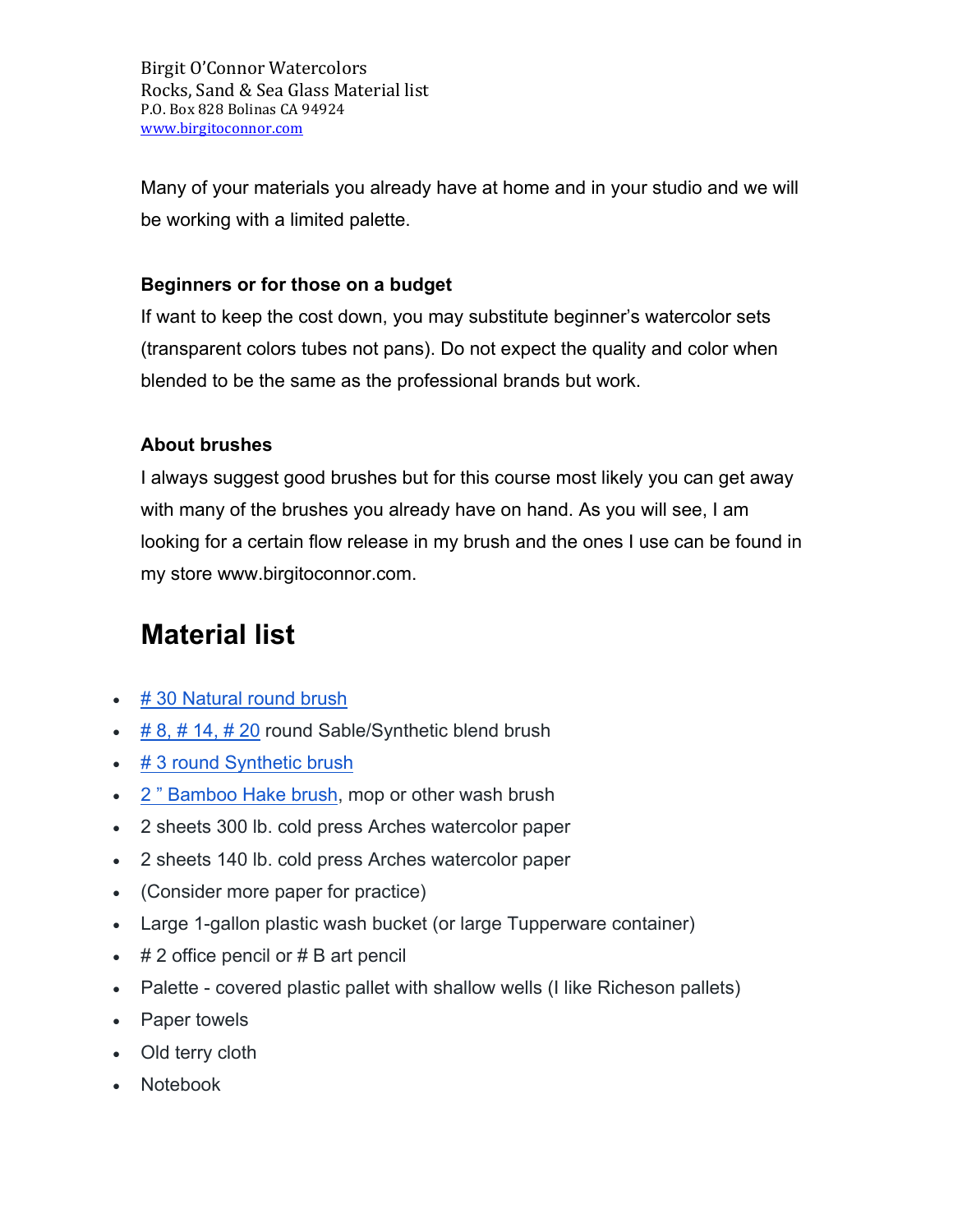Birgit O'Connor Watercolors
Rocks, Sand & Sea Glass Material list
P.O. Box 828 Bolinas CA 94924
www.birgitoconnor.com

Many of your materials you already have at home and in your studio and we will be working with a limited palette.

**Beginners or for those on a budget**

If want to keep the cost down, you may substitute beginner's watercolor sets (transparent colors tubes not pans). Do not expect the quality and color when blended to be the same as the professional brands but work.

**About brushes**

I always suggest good brushes but for this course most likely you can get away with many of the brushes you already have on hand. As you will see, I am looking for a certain flow release in my brush and the ones I use can be found in my store www.birgitoconnor.com.

# Material list

- # 30 Natural round brush
- # 8, # 14, # 20 round Sable/Synthetic blend brush
- # 3 round Synthetic brush
- 2 " Bamboo Hake brush, mop or other wash brush
- 2 sheets 300 lb. cold press Arches watercolor paper
- 2 sheets 140 lb. cold press Arches watercolor paper
- (Consider more paper for practice)
- Large 1-gallon plastic wash bucket (or large Tupperware container)
- # 2 office pencil or # B art pencil
- Palette - covered plastic pallet with shallow wells (I like Richeson pallets)
- Paper towels
- Old terry cloth
- Notebook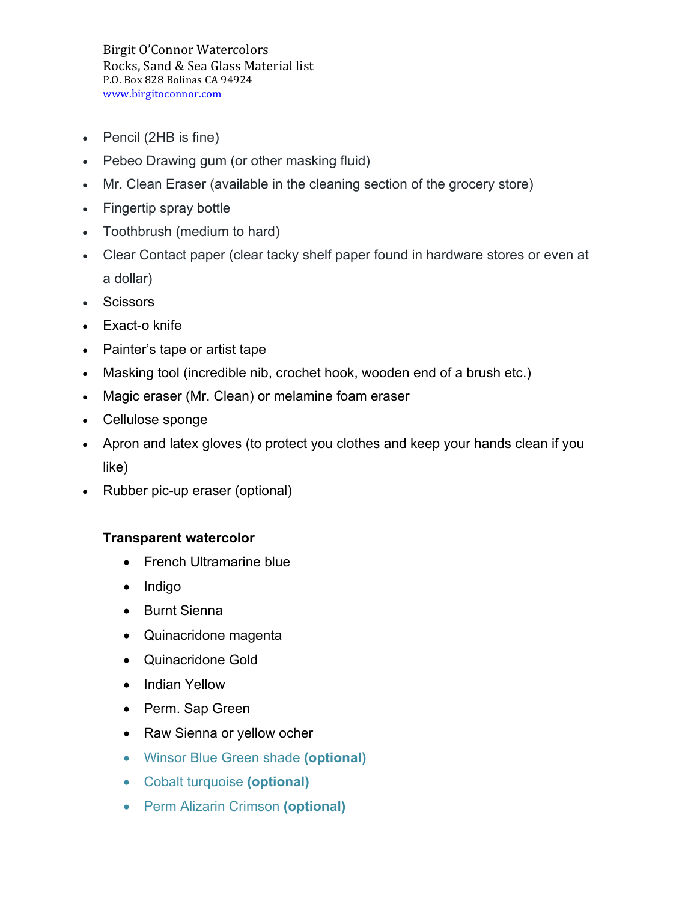Birgit O'Connor Watercolors
Rocks, Sand & Sea Glass Material list
P.O. Box 828 Bolinas CA 94924
www.birgitoconnor.com

- Pencil (2HB is fine)
- Pebeo Drawing gum (or other masking fluid)
- Mr. Clean Eraser (available in the cleaning section of the grocery store)
- Fingertip spray bottle
- Toothbrush (medium to hard)
- Clear Contact paper (clear tacky shelf paper found in hardware stores or even at a dollar)
- Scissors
- Exact-o knife
- Painter's tape or artist tape
- Masking tool (incredible nib, crochet hook, wooden end of a brush etc.)
- Magic eraser (Mr. Clean) or melamine foam eraser
- Cellulose sponge
- Apron and latex gloves (to protect you clothes and keep your hands clean if you like)
- Rubber pic-up eraser (optional)

**Transparent watercolor**

- French Ultramarine blue
- Indigo
- Burnt Sienna
- Quinacridone magenta
- Quinacridone Gold
- Indian Yellow
- Perm. Sap Green
- Raw Sienna or yellow ocher
- Winsor Blue Green shade **(optional)**
- Cobalt turquoise **(optional)**
- Perm Alizarin Crimson **(optional)**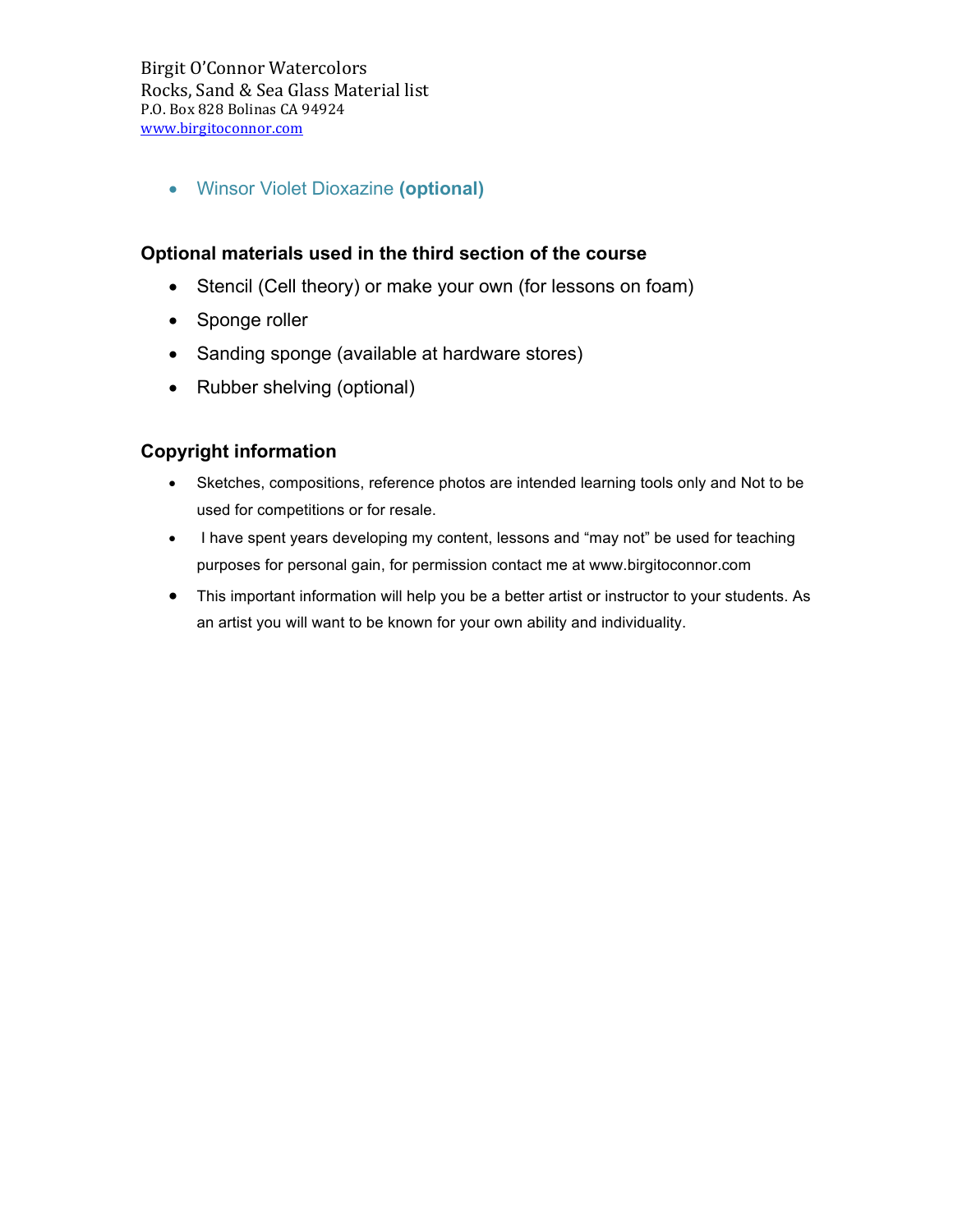- Winsor Violet Dioxazine **(optional)**

### Optional materials used in the third section of the course

- Stencil (Cell theory) or make your own (for lessons on foam)
- Sponge roller
- Sanding sponge (available at hardware stores)
- Rubber shelving (optional)

### Copyright information

- Sketches, compositions, reference photos are intended learning tools only and Not to be used for competitions or for resale.
- I have spent years developing my content, lessons and "may not" be used for teaching purposes for personal gain, for permission contact me at www.birgitoconnor.com
- This important information will help you be a better artist or instructor to your students. As an artist you will want to be known for your own ability and individuality.